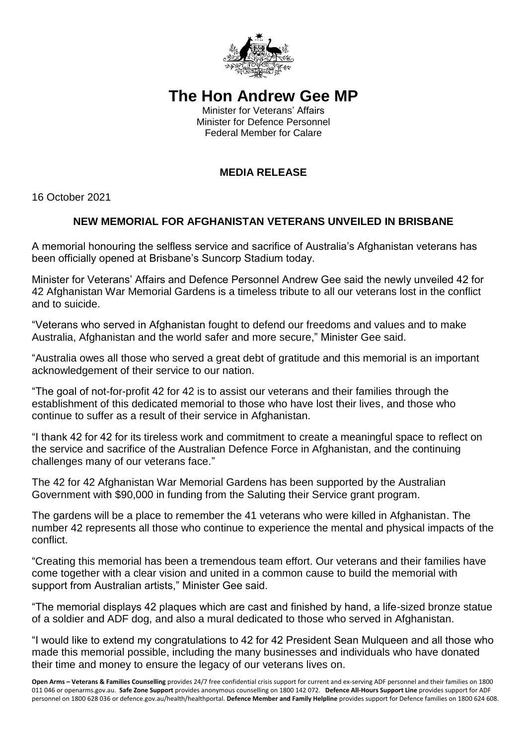# The Hon Andrew Gee MP

Minister for Veterans' Affairs
Minister for Defence Personnel
Federal Member for Calare

**MEDIA RELEASE**

16 October 2021

## NEW MEMORIAL FOR AFGHANISTAN VETERANS UNVEILED IN BRISBANE

A memorial honouring the selfless service and sacrifice of Australia's Afghanistan veterans has been officially opened at Brisbane's Suncorp Stadium today.

Minister for Veterans' Affairs and Defence Personnel Andrew Gee said the newly unveiled 42 for 42 Afghanistan War Memorial Gardens is a timeless tribute to all our veterans lost in the conflict and to suicide.

"Veterans who served in Afghanistan fought to defend our freedoms and values and to make Australia, Afghanistan and the world safer and more secure," Minister Gee said.

"Australia owes all those who served a great debt of gratitude and this memorial is an important acknowledgement of their service to our nation.

"The goal of not-for-profit 42 for 42 is to assist our veterans and their families through the establishment of this dedicated memorial to those who have lost their lives, and those who continue to suffer as a result of their service in Afghanistan.

"I thank 42 for 42 for its tireless work and commitment to create a meaningful space to reflect on the service and sacrifice of the Australian Defence Force in Afghanistan, and the continuing challenges many of our veterans face."

The 42 for 42 Afghanistan War Memorial Gardens has been supported by the Australian Government with $90,000 in funding from the Saluting their Service grant program.

The gardens will be a place to remember the 41 veterans who were killed in Afghanistan. The number 42 represents all those who continue to experience the mental and physical impacts of the conflict.

"Creating this memorial has been a tremendous team effort. Our veterans and their families have come together with a clear vision and united in a common cause to build the memorial with support from Australian artists," Minister Gee said.

"The memorial displays 42 plaques which are cast and finished by hand, a life-sized bronze statue of a soldier and ADF dog, and also a mural dedicated to those who served in Afghanistan.

"I would like to extend my congratulations to 42 for 42 President Sean Mulqueen and all those who made this memorial possible, including the many businesses and individuals who have donated their time and money to ensure the legacy of our veterans lives on.

**Open Arms – Veterans & Families Counselling** provides 24/7 free confidential crisis support for current and ex-serving ADF personnel and their families on 1800 011 046 or openarms.gov.au. **Safe Zone Support** provides anonymous counselling on 1800 142 072. **Defence All-Hours Support Line** provides support for ADF personnel on 1800 628 036 or defence.gov.au/health/healthportal. **Defence Member and Family Helpline** provides support for Defence families on 1800 624 608.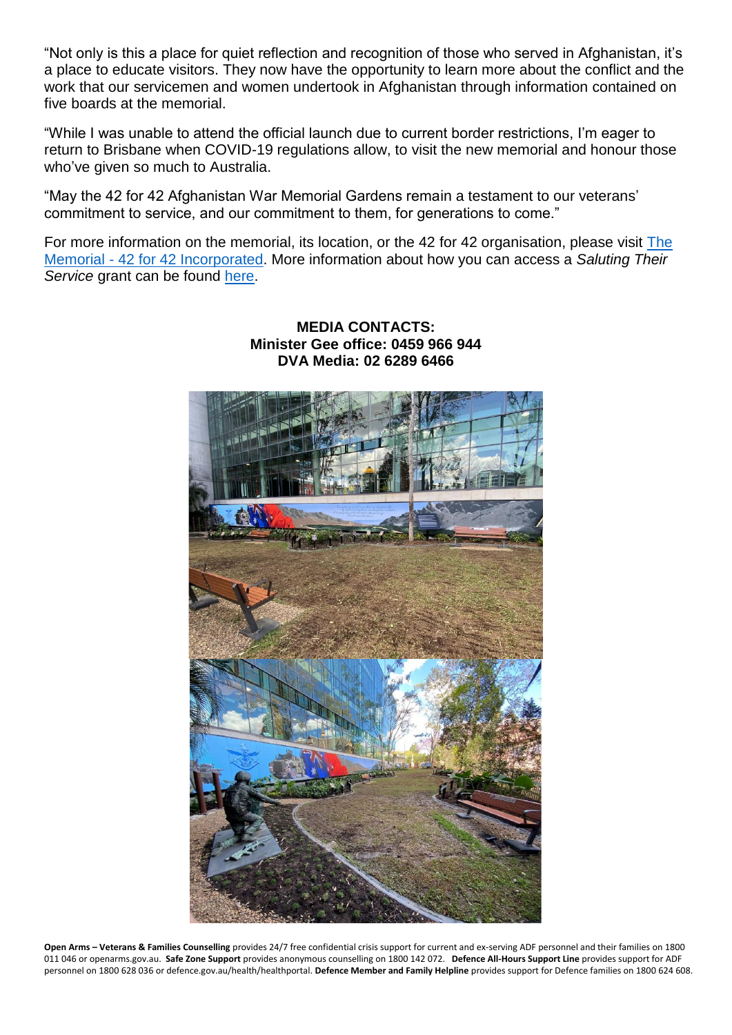"Not only is this a place for quiet reflection and recognition of those who served in Afghanistan, it's a place to educate visitors. They now have the opportunity to learn more about the conflict and the work that our servicemen and women undertook in Afghanistan through information contained on five boards at the memorial.

"While I was unable to attend the official launch due to current border restrictions, I'm eager to return to Brisbane when COVID-19 regulations allow, to visit the new memorial and honour those who've given so much to Australia.

"May the 42 for 42 Afghanistan War Memorial Gardens remain a testament to our veterans' commitment to service, and our commitment to them, for generations to come."

For more information on the memorial, its location, or the 42 for 42 organisation, please visit The Memorial - 42 for 42 Incorporated. More information about how you can access a *Saluting Their Service* grant can be found here.

**MEDIA CONTACTS:**
**Minister Gee office: 0459 966 944**
**DVA Media: 02 6289 6466**

**Open Arms – Veterans & Families Counselling** provides 24/7 free confidential crisis support for current and ex-serving ADF personnel and their families on 1800 011 046 or openarms.gov.au. **Safe Zone Support** provides anonymous counselling on 1800 142 072. **Defence All-Hours Support Line** provides support for ADF personnel on 1800 628 036 or defence.gov.au/health/healthportal. **Defence Member and Family Helpline** provides support for Defence families on 1800 624 608.